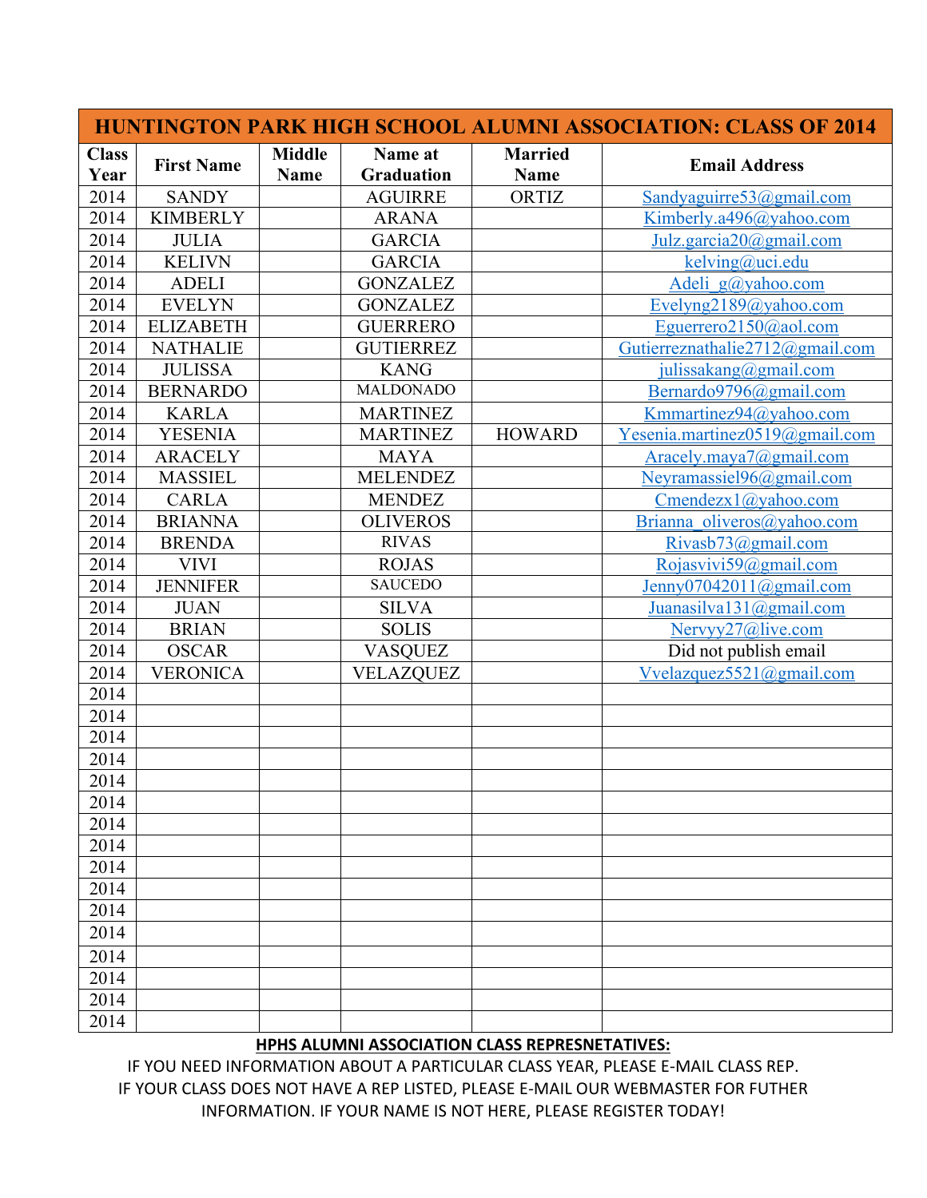| HUNTINGTON PARK HIGH SCHOOL ALUMNI ASSOCIATION: CLASS OF 2014 | | | | | |
|---|---|---|---|---|---|
| **Class Year** | **First Name** | **Middle Name** | **Name at Graduation** | **Married Name** | **Email Address** |
| 2014 | SANDY | | AGUIRRE | ORTIZ | Sandyaguirre53@gmail.com |
| 2014 | KIMBERLY | | ARANA | | Kimberly.a496@yahoo.com |
| 2014 | JULIA | | GARCIA | | Julz.garcia20@gmail.com |
| 2014 | KELIVN | | GARCIA | | kelving@uci.edu |
| 2014 | ADELI | | GONZALEZ | | Adeli_g@yahoo.com |
| 2014 | EVELYN | | GONZALEZ | | Evelyng2189@yahoo.com |
| 2014 | ELIZABETH | | GUERRERO | | Eguerrero2150@aol.com |
| 2014 | NATHALIE | | GUTIERREZ | | Gutierreznathalie2712@gmail.com |
| 2014 | JULISSA | | KANG | | julissakang@gmail.com |
| 2014 | BERNARDO | | MALDONADO | | Bernardo9796@gmail.com |
| 2014 | KARLA | | MARTINEZ | | Kmmartinez94@yahoo.com |
| 2014 | YESENIA | | MARTINEZ | HOWARD | Yesenia.martinez0519@gmail.com |
| 2014 | ARACELY | | MAYA | | Aracely.maya7@gmail.com |
| 2014 | MASSIEL | | MELENDEZ | | Neyramassiel96@gmail.com |
| 2014 | CARLA | | MENDEZ | | Cmendezx1@yahoo.com |
| 2014 | BRIANNA | | OLIVEROS | | Brianna_oliveros@yahoo.com |
| 2014 | BRENDA | | RIVAS | | Rivasb73@gmail.com |
| 2014 | VIVI | | ROJAS | | Rojasvivi59@gmail.com |
| 2014 | JENNIFER | | SAUCEDO | | Jenny07042011@gmail.com |
| 2014 | JUAN | | SILVA | | Juanasilva131@gmail.com |
| 2014 | BRIAN | | SOLIS | | Nervyy27@live.com |
| 2014 | OSCAR | | VASQUEZ | | Did not publish email |
| 2014 | VERONICA | | VELAZQUEZ | | Vvelazquez5521@gmail.com |
| 2014 | | | | | |
| 2014 | | | | | |
| 2014 | | | | | |
| 2014 | | | | | |
| 2014 | | | | | |
| 2014 | | | | | |
| 2014 | | | | | |
| 2014 | | | | | |
| 2014 | | | | | |
| 2014 | | | | | |
| 2014 | | | | | |
| 2014 | | | | | |
| 2014 | | | | | |
| 2014 | | | | | |
| 2014 | | | | | |
| 2014 | | | | | |

**HPHS ALUMNI ASSOCIATION CLASS REPRESNETATIVES:**

IF YOU NEED INFORMATION ABOUT A PARTICULAR CLASS YEAR, PLEASE E-MAIL CLASS REP.
IF YOUR CLASS DOES NOT HAVE A REP LISTED, PLEASE E-MAIL OUR WEBMASTER FOR FUTHER INFORMATION. IF YOUR NAME IS NOT HERE, PLEASE REGISTER TODAY!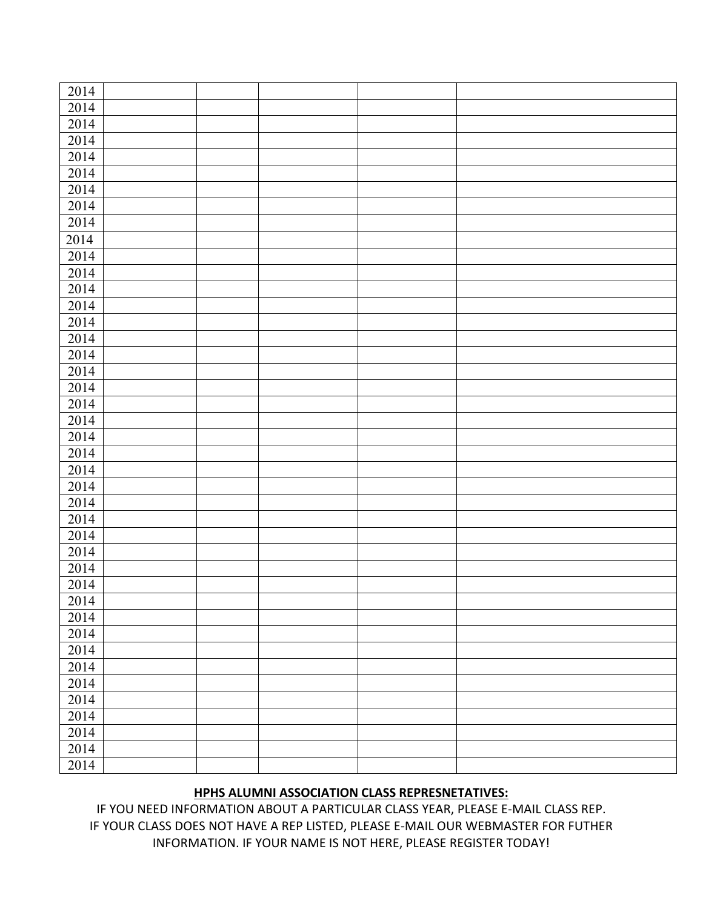| 2014 | | | | | |
|---|---|---|---|---|---|
| 2014 | | | | | |
| 2014 | | | | | |
| 2014 | | | | | |
| 2014 | | | | | |
| 2014 | | | | | |
| 2014 | | | | | |
| 2014 | | | | | |
| 2014 | | | | | |
| 2014 | | | | | |
| 2014 | | | | | |
| 2014 | | | | | |
| 2014 | | | | | |
| 2014 | | | | | |
| 2014 | | | | | |
| 2014 | | | | | |
| 2014 | | | | | |
| 2014 | | | | | |
| 2014 | | | | | |
| 2014 | | | | | |
| 2014 | | | | | |
| 2014 | | | | | |
| 2014 | | | | | |
| 2014 | | | | | |
| 2014 | | | | | |
| 2014 | | | | | |
| 2014 | | | | | |
| 2014 | | | | | |
| 2014 | | | | | |
| 2014 | | | | | |
| 2014 | | | | | |
| 2014 | | | | | |
| 2014 | | | | | |
| 2014 | | | | | |
| 2014 | | | | | |
| 2014 | | | | | |
| 2014 | | | | | |
| 2014 | | | | | |
| 2014 | | | | | |
| 2014 | | | | | |
| 2014 | | | | | |
| 2014 | | | | | |

**HPHS ALUMNI ASSOCIATION CLASS REPRESNETATIVES:**

IF YOU NEED INFORMATION ABOUT A PARTICULAR CLASS YEAR, PLEASE E-MAIL CLASS REP.
IF YOUR CLASS DOES NOT HAVE A REP LISTED, PLEASE E-MAIL OUR WEBMASTER FOR FUTHER INFORMATION. IF YOUR NAME IS NOT HERE, PLEASE REGISTER TODAY!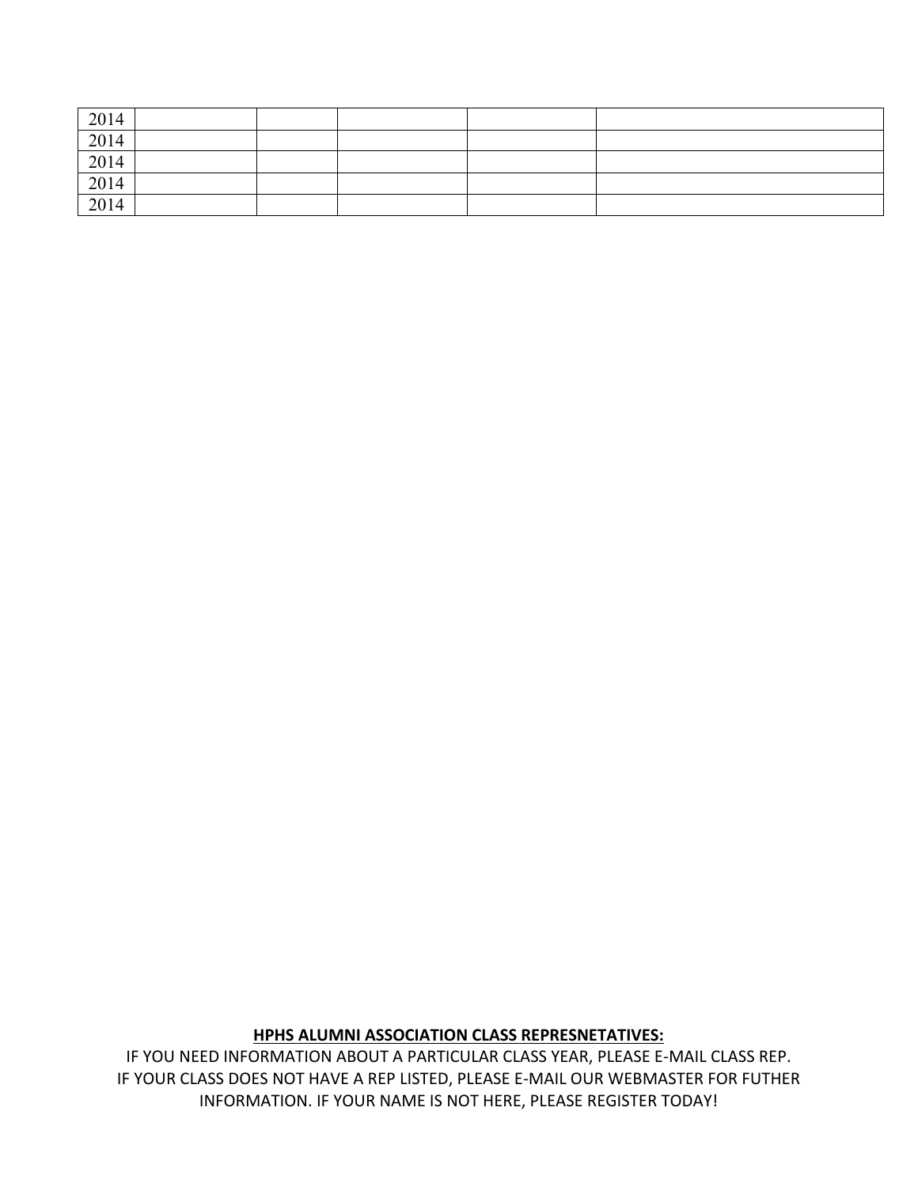| | | | | | |
|---|---|---|---|---|---|
| 2014 | | | | | |
| 2014 | | | | | |
| 2014 | | | | | |
| 2014 | | | | | |
| 2014 | | | | | |

**HPHS ALUMNI ASSOCIATION CLASS REPRESNETATIVES:**

IF YOU NEED INFORMATION ABOUT A PARTICULAR CLASS YEAR, PLEASE E-MAIL CLASS REP. IF YOUR CLASS DOES NOT HAVE A REP LISTED, PLEASE E-MAIL OUR WEBMASTER FOR FUTHER INFORMATION. IF YOUR NAME IS NOT HERE, PLEASE REGISTER TODAY!